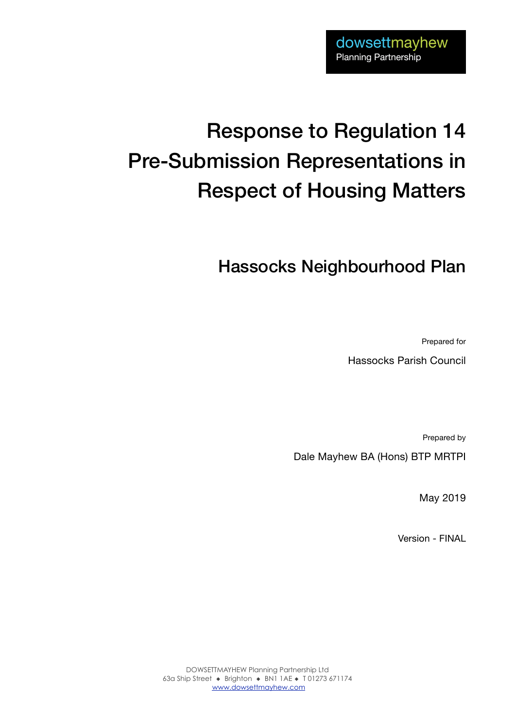dowsettmayhew
Planning Partnership

# Response to Regulation 14 Pre-Submission Representations in Respect of Housing Matters

## Hassocks Neighbourhood Plan

Prepared for

Hassocks Parish Council

Prepared by

Dale Mayhew BA (Hons) BTP MRTPI

May 2019

Version - FINAL

DOWSETTMAYHEW Planning Partnership Ltd
63a Ship Street ◆ Brighton ◆ BN1 1AE ◆ T 01273 671174
www.dowsettmayhew.com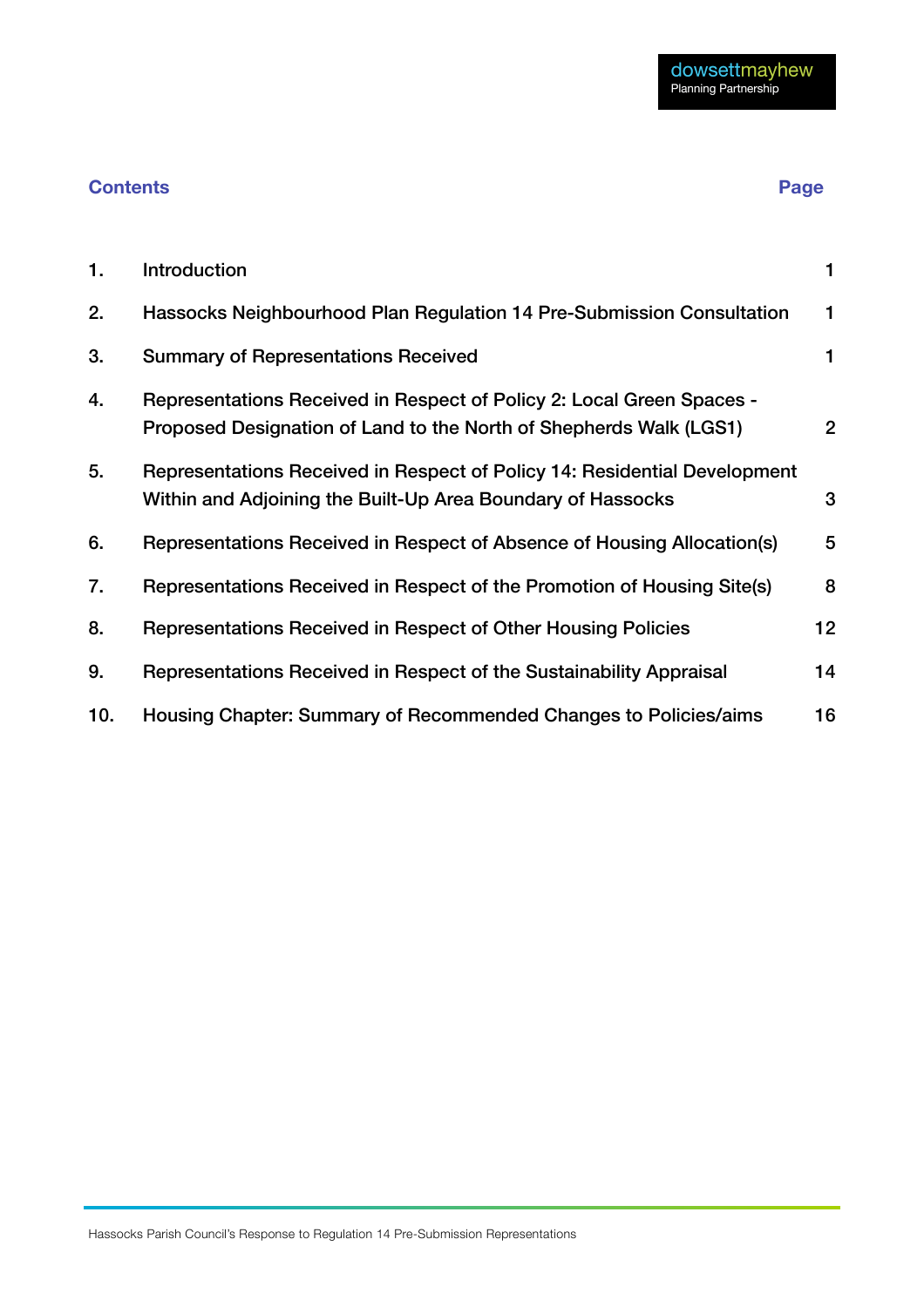## Contents

| | | Page |
|---|---|---|
| 1. | Introduction | 1 |
| 2. | Hassocks Neighbourhood Plan Regulation 14 Pre-Submission Consultation | 1 |
| 3. | Summary of Representations Received | 1 |
| 4. | Representations Received in Respect of Policy 2: Local Green Spaces - Proposed Designation of Land to the North of Shepherds Walk (LGS1) | 2 |
| 5. | Representations Received in Respect of Policy 14: Residential Development Within and Adjoining the Built-Up Area Boundary of Hassocks | 3 |
| 6. | Representations Received in Respect of Absence of Housing Allocation(s) | 5 |
| 7. | Representations Received in Respect of the Promotion of Housing Site(s) | 8 |
| 8. | Representations Received in Respect of Other Housing Policies | 12 |
| 9. | Representations Received in Respect of the Sustainability Appraisal | 14 |
| 10. | Housing Chapter: Summary of Recommended Changes to Policies/aims | 16 |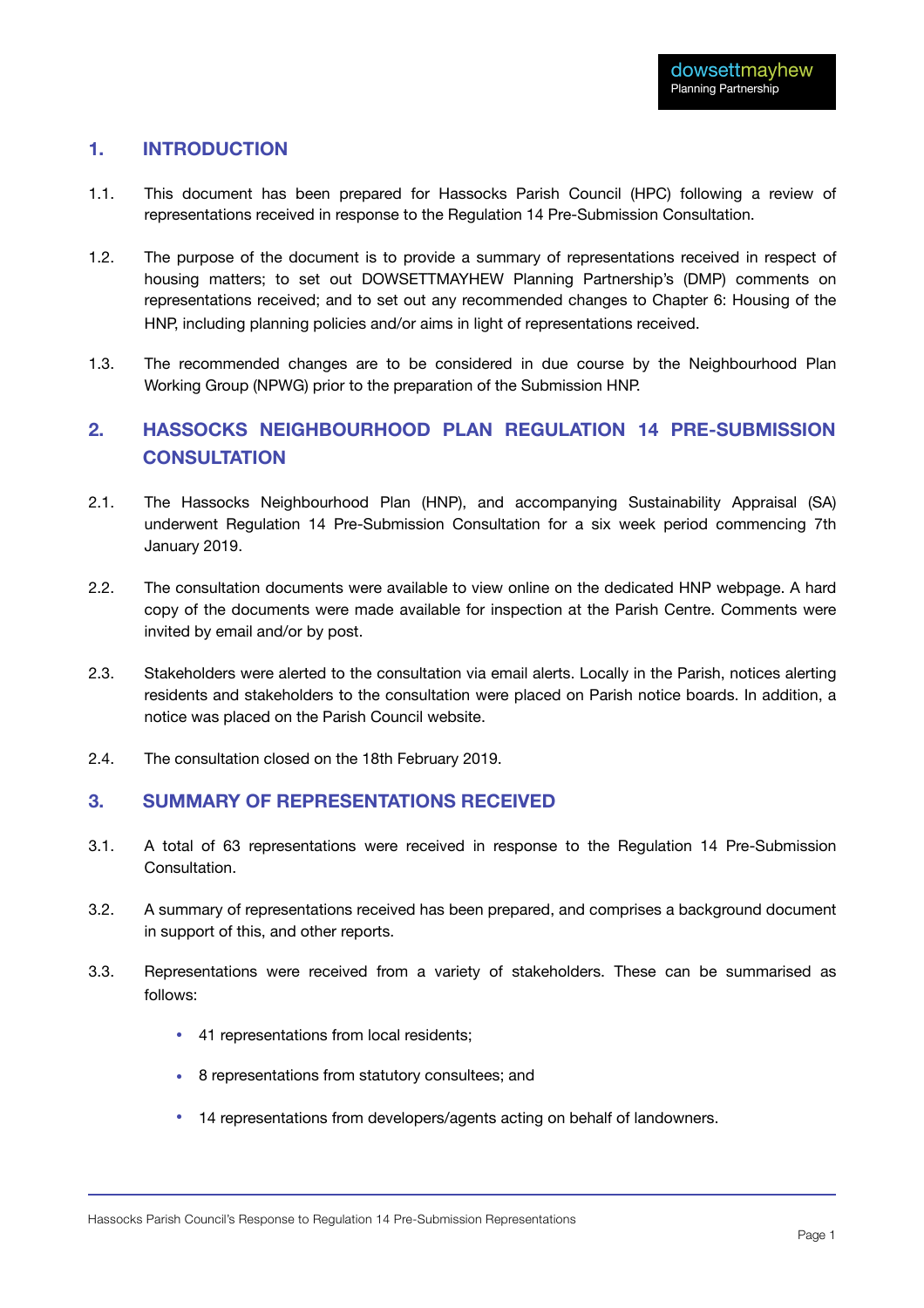## 1. INTRODUCTION

1.1. This document has been prepared for Hassocks Parish Council (HPC) following a review of representations received in response to the Regulation 14 Pre-Submission Consultation.

1.2. The purpose of the document is to provide a summary of representations received in respect of housing matters; to set out DOWSETTMAYHEW Planning Partnership's (DMP) comments on representations received; and to set out any recommended changes to Chapter 6: Housing of the HNP, including planning policies and/or aims in light of representations received.

1.3. The recommended changes are to be considered in due course by the Neighbourhood Plan Working Group (NPWG) prior to the preparation of the Submission HNP.

## 2. HASSOCKS NEIGHBOURHOOD PLAN REGULATION 14 PRE-SUBMISSION CONSULTATION

2.1. The Hassocks Neighbourhood Plan (HNP), and accompanying Sustainability Appraisal (SA) underwent Regulation 14 Pre-Submission Consultation for a six week period commencing 7th January 2019.

2.2. The consultation documents were available to view online on the dedicated HNP webpage. A hard copy of the documents were made available for inspection at the Parish Centre. Comments were invited by email and/or by post.

2.3. Stakeholders were alerted to the consultation via email alerts. Locally in the Parish, notices alerting residents and stakeholders to the consultation were placed on Parish notice boards. In addition, a notice was placed on the Parish Council website.

2.4. The consultation closed on the 18th February 2019.

## 3. SUMMARY OF REPRESENTATIONS RECEIVED

3.1. A total of 63 representations were received in response to the Regulation 14 Pre-Submission Consultation.

3.2. A summary of representations received has been prepared, and comprises a background document in support of this, and other reports.

3.3. Representations were received from a variety of stakeholders. These can be summarised as follows:

- 41 representations from local residents;
- 8 representations from statutory consultees; and
- 14 representations from developers/agents acting on behalf of landowners.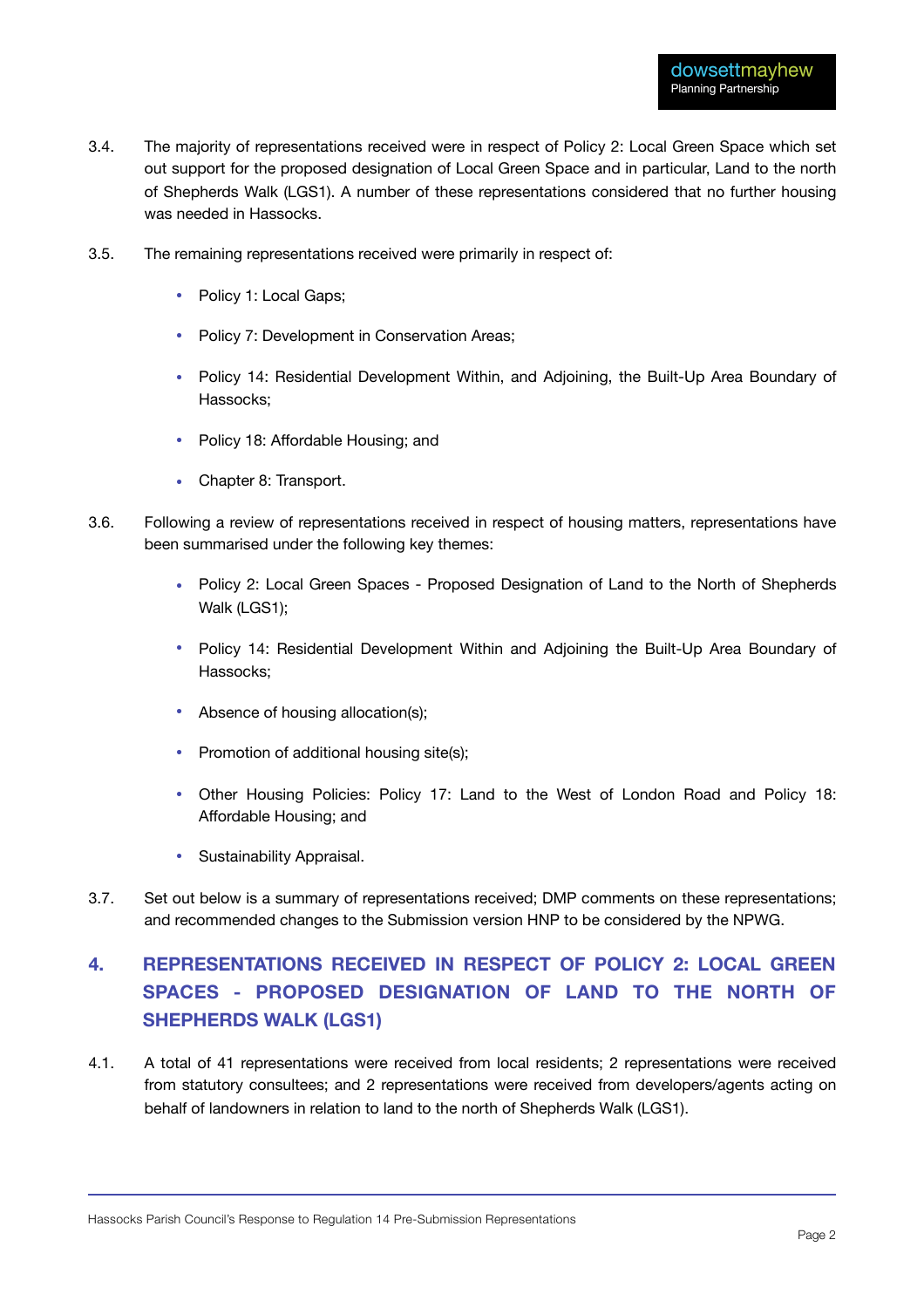3.4. The majority of representations received were in respect of Policy 2: Local Green Space which set out support for the proposed designation of Local Green Space and in particular, Land to the north of Shepherds Walk (LGS1). A number of these representations considered that no further housing was needed in Hassocks.

3.5. The remaining representations received were primarily in respect of:

- Policy 1: Local Gaps;
- Policy 7: Development in Conservation Areas;
- Policy 14: Residential Development Within, and Adjoining, the Built-Up Area Boundary of Hassocks;
- Policy 18: Affordable Housing; and
- Chapter 8: Transport.

3.6. Following a review of representations received in respect of housing matters, representations have been summarised under the following key themes:

- Policy 2: Local Green Spaces - Proposed Designation of Land to the North of Shepherds Walk (LGS1);
- Policy 14: Residential Development Within and Adjoining the Built-Up Area Boundary of Hassocks;
- Absence of housing allocation(s);
- Promotion of additional housing site(s);
- Other Housing Policies: Policy 17: Land to the West of London Road and Policy 18: Affordable Housing; and
- Sustainability Appraisal.

3.7. Set out below is a summary of representations received; DMP comments on these representations; and recommended changes to the Submission version HNP to be considered by the NPWG.

## 4. REPRESENTATIONS RECEIVED IN RESPECT OF POLICY 2: LOCAL GREEN SPACES - PROPOSED DESIGNATION OF LAND TO THE NORTH OF SHEPHERDS WALK (LGS1)

4.1. A total of 41 representations were received from local residents; 2 representations were received from statutory consultees; and 2 representations were received from developers/agents acting on behalf of landowners in relation to land to the north of Shepherds Walk (LGS1).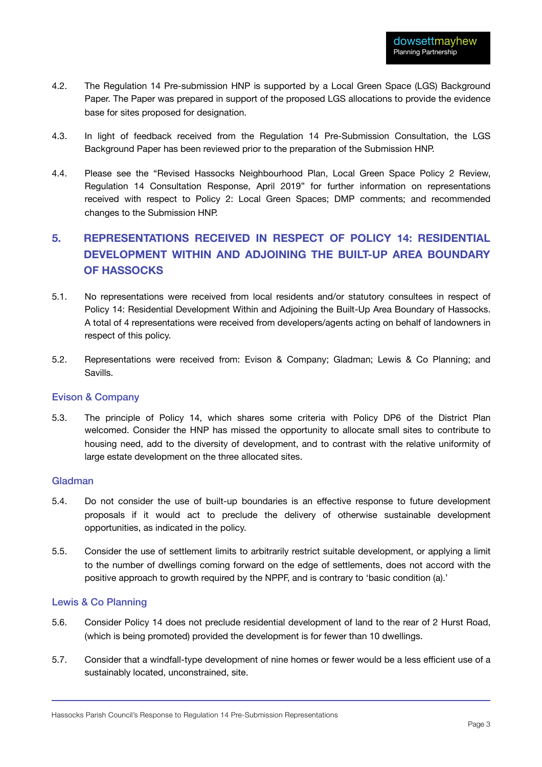4.2. The Regulation 14 Pre-submission HNP is supported by a Local Green Space (LGS) Background Paper. The Paper was prepared in support of the proposed LGS allocations to provide the evidence base for sites proposed for designation.

4.3. In light of feedback received from the Regulation 14 Pre-Submission Consultation, the LGS Background Paper has been reviewed prior to the preparation of the Submission HNP.

4.4. Please see the "Revised Hassocks Neighbourhood Plan, Local Green Space Policy 2 Review, Regulation 14 Consultation Response, April 2019" for further information on representations received with respect to Policy 2: Local Green Spaces; DMP comments; and recommended changes to the Submission HNP.

## 5. REPRESENTATIONS RECEIVED IN RESPECT OF POLICY 14: RESIDENTIAL DEVELOPMENT WITHIN AND ADJOINING THE BUILT-UP AREA BOUNDARY OF HASSOCKS

5.1. No representations were received from local residents and/or statutory consultees in respect of Policy 14: Residential Development Within and Adjoining the Built-Up Area Boundary of Hassocks. A total of 4 representations were received from developers/agents acting on behalf of landowners in respect of this policy.

5.2. Representations were received from: Evison & Company; Gladman; Lewis & Co Planning; and Savills.

### Evison & Company

5.3. The principle of Policy 14, which shares some criteria with Policy DP6 of the District Plan welcomed. Consider the HNP has missed the opportunity to allocate small sites to contribute to housing need, add to the diversity of development, and to contrast with the relative uniformity of large estate development on the three allocated sites.

### Gladman

5.4. Do not consider the use of built-up boundaries is an effective response to future development proposals if it would act to preclude the delivery of otherwise sustainable development opportunities, as indicated in the policy.

5.5. Consider the use of settlement limits to arbitrarily restrict suitable development, or applying a limit to the number of dwellings coming forward on the edge of settlements, does not accord with the positive approach to growth required by the NPPF, and is contrary to 'basic condition (a).'

### Lewis & Co Planning

5.6. Consider Policy 14 does not preclude residential development of land to the rear of 2 Hurst Road, (which is being promoted) provided the development is for fewer than 10 dwellings.

5.7. Consider that a windfall-type development of nine homes or fewer would be a less efficient use of a sustainably located, unconstrained, site.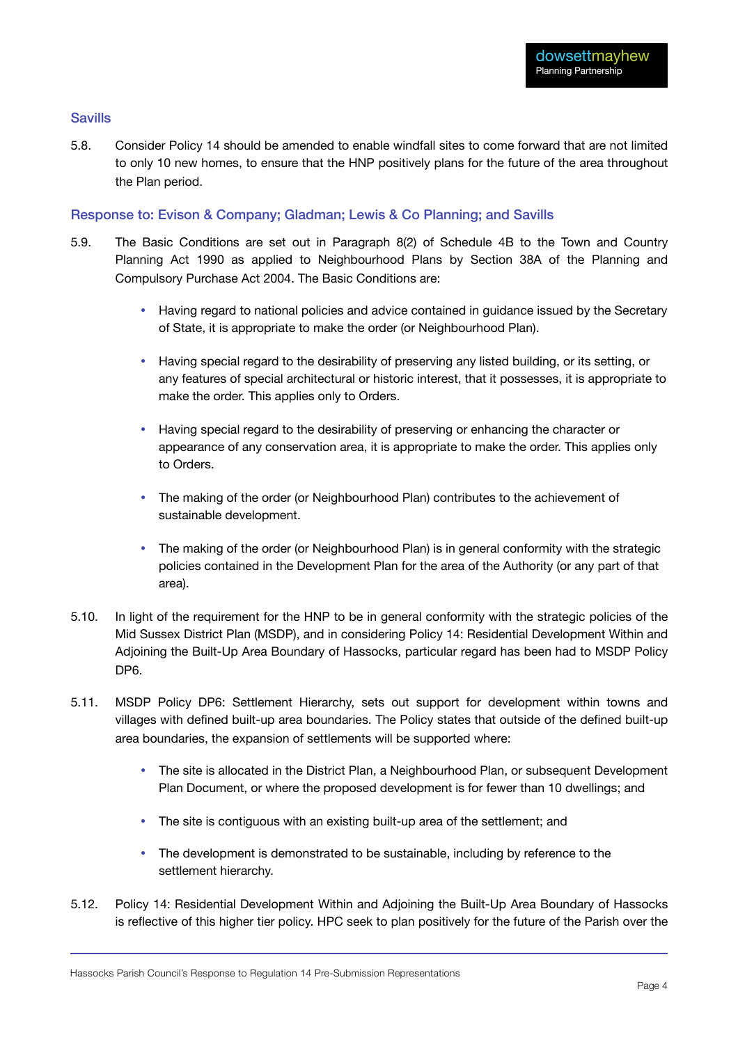### Savills

5.8. Consider Policy 14 should be amended to enable windfall sites to come forward that are not limited to only 10 new homes, to ensure that the HNP positively plans for the future of the area throughout the Plan period.

### Response to: Evison & Company; Gladman; Lewis & Co Planning; and Savills

5.9. The Basic Conditions are set out in Paragraph 8(2) of Schedule 4B to the Town and Country Planning Act 1990 as applied to Neighbourhood Plans by Section 38A of the Planning and Compulsory Purchase Act 2004. The Basic Conditions are:

- Having regard to national policies and advice contained in guidance issued by the Secretary of State, it is appropriate to make the order (or Neighbourhood Plan).
- Having special regard to the desirability of preserving any listed building, or its setting, or any features of special architectural or historic interest, that it possesses, it is appropriate to make the order. This applies only to Orders.
- Having special regard to the desirability of preserving or enhancing the character or appearance of any conservation area, it is appropriate to make the order. This applies only to Orders.
- The making of the order (or Neighbourhood Plan) contributes to the achievement of sustainable development.
- The making of the order (or Neighbourhood Plan) is in general conformity with the strategic policies contained in the Development Plan for the area of the Authority (or any part of that area).

5.10. In light of the requirement for the HNP to be in general conformity with the strategic policies of the Mid Sussex District Plan (MSDP), and in considering Policy 14: Residential Development Within and Adjoining the Built-Up Area Boundary of Hassocks, particular regard has been had to MSDP Policy DP6.

5.11. MSDP Policy DP6: Settlement Hierarchy, sets out support for development within towns and villages with defined built-up area boundaries. The Policy states that outside of the defined built-up area boundaries, the expansion of settlements will be supported where:

- The site is allocated in the District Plan, a Neighbourhood Plan, or subsequent Development Plan Document, or where the proposed development is for fewer than 10 dwellings; and
- The site is contiguous with an existing built-up area of the settlement; and
- The development is demonstrated to be sustainable, including by reference to the settlement hierarchy.

5.12. Policy 14: Residential Development Within and Adjoining the Built-Up Area Boundary of Hassocks is reflective of this higher tier policy. HPC seek to plan positively for the future of the Parish over the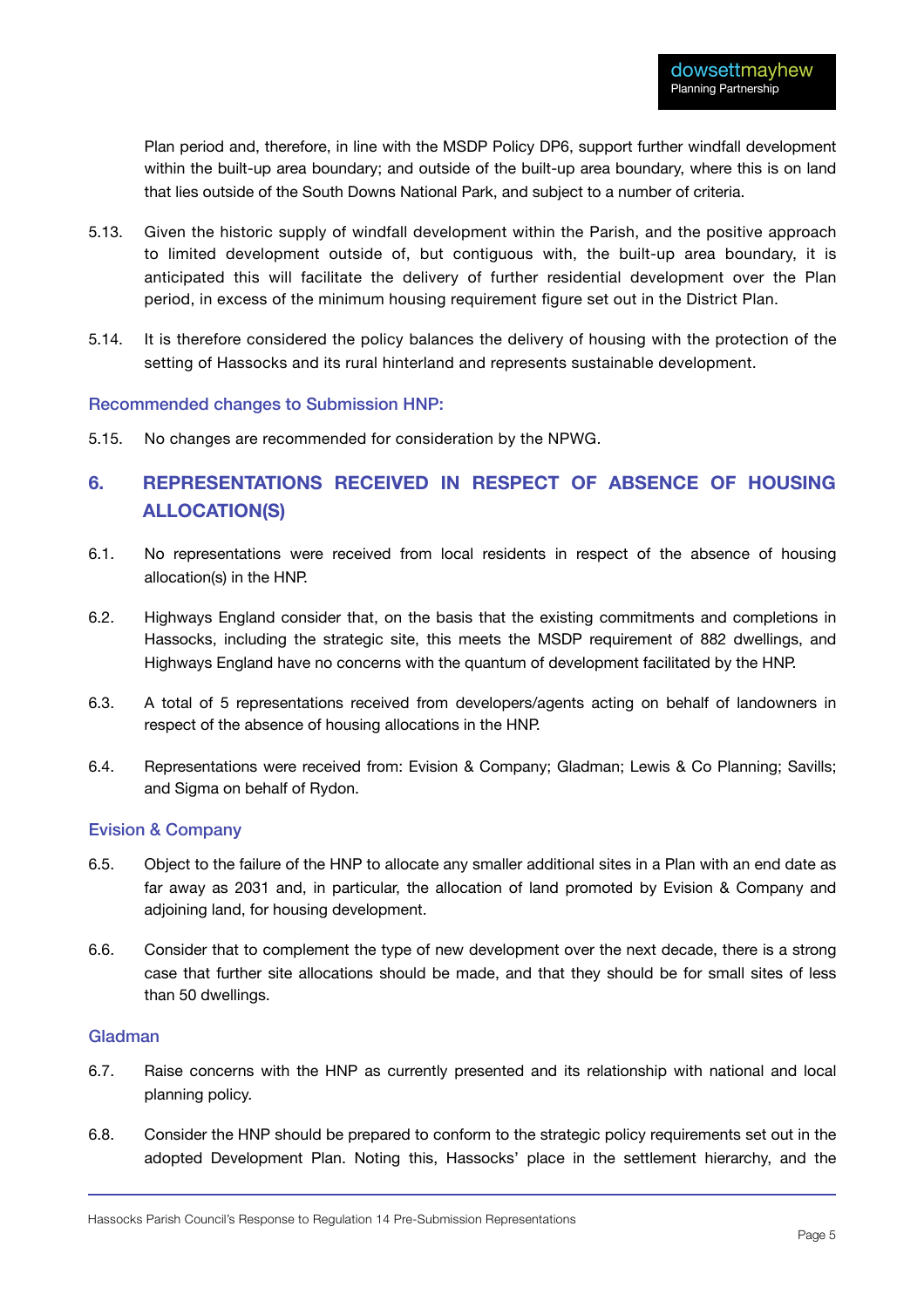Plan period and, therefore, in line with the MSDP Policy DP6, support further windfall development within the built-up area boundary; and outside of the built-up area boundary, where this is on land that lies outside of the South Downs National Park, and subject to a number of criteria.

5.13. Given the historic supply of windfall development within the Parish, and the positive approach to limited development outside of, but contiguous with, the built-up area boundary, it is anticipated this will facilitate the delivery of further residential development over the Plan period, in excess of the minimum housing requirement figure set out in the District Plan.

5.14. It is therefore considered the policy balances the delivery of housing with the protection of the setting of Hassocks and its rural hinterland and represents sustainable development.

### Recommended changes to Submission HNP:

5.15. No changes are recommended for consideration by the NPWG.

## 6. REPRESENTATIONS RECEIVED IN RESPECT OF ABSENCE OF HOUSING ALLOCATION(S)

6.1. No representations were received from local residents in respect of the absence of housing allocation(s) in the HNP.

6.2. Highways England consider that, on the basis that the existing commitments and completions in Hassocks, including the strategic site, this meets the MSDP requirement of 882 dwellings, and Highways England have no concerns with the quantum of development facilitated by the HNP.

6.3. A total of 5 representations received from developers/agents acting on behalf of landowners in respect of the absence of housing allocations in the HNP.

6.4. Representations were received from: Evision & Company; Gladman; Lewis & Co Planning; Savills; and Sigma on behalf of Rydon.

### Evision & Company

6.5. Object to the failure of the HNP to allocate any smaller additional sites in a Plan with an end date as far away as 2031 and, in particular, the allocation of land promoted by Evision & Company and adjoining land, for housing development.

6.6. Consider that to complement the type of new development over the next decade, there is a strong case that further site allocations should be made, and that they should be for small sites of less than 50 dwellings.

### Gladman

6.7. Raise concerns with the HNP as currently presented and its relationship with national and local planning policy.

6.8. Consider the HNP should be prepared to conform to the strategic policy requirements set out in the adopted Development Plan. Noting this, Hassocks' place in the settlement hierarchy, and the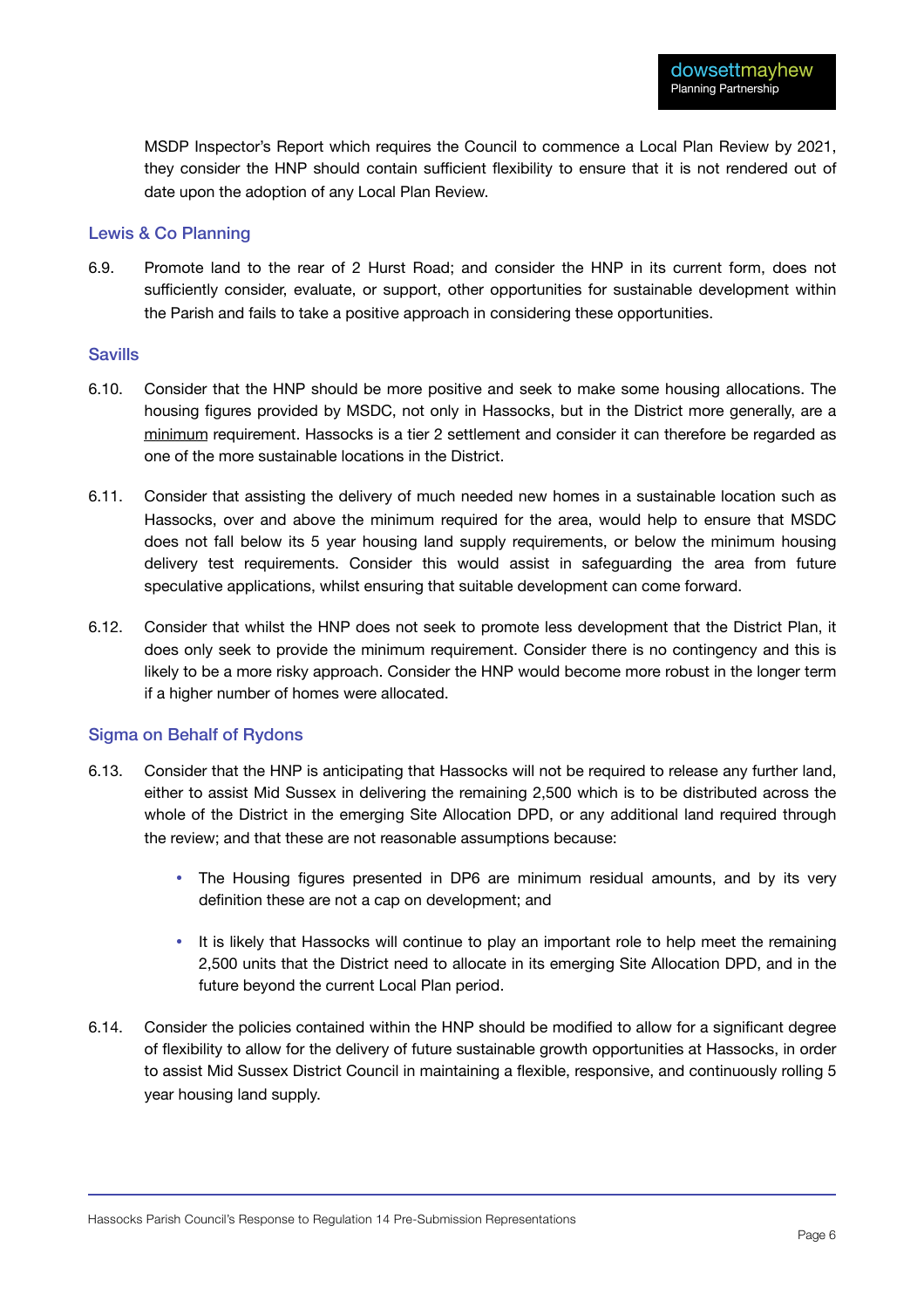MSDP Inspector's Report which requires the Council to commence a Local Plan Review by 2021, they consider the HNP should contain sufficient flexibility to ensure that it is not rendered out of date upon the adoption of any Local Plan Review.

### Lewis & Co Planning

6.9. Promote land to the rear of 2 Hurst Road; and consider the HNP in its current form, does not sufficiently consider, evaluate, or support, other opportunities for sustainable development within the Parish and fails to take a positive approach in considering these opportunities.

### Savills

6.10. Consider that the HNP should be more positive and seek to make some housing allocations. The housing figures provided by MSDC, not only in Hassocks, but in the District more generally, are a <u>minimum</u> requirement. Hassocks is a tier 2 settlement and consider it can therefore be regarded as one of the more sustainable locations in the District.

6.11. Consider that assisting the delivery of much needed new homes in a sustainable location such as Hassocks, over and above the minimum required for the area, would help to ensure that MSDC does not fall below its 5 year housing land supply requirements, or below the minimum housing delivery test requirements. Consider this would assist in safeguarding the area from future speculative applications, whilst ensuring that suitable development can come forward.

6.12. Consider that whilst the HNP does not seek to promote less development that the District Plan, it does only seek to provide the minimum requirement. Consider there is no contingency and this is likely to be a more risky approach. Consider the HNP would become more robust in the longer term if a higher number of homes were allocated.

### Sigma on Behalf of Rydons

6.13. Consider that the HNP is anticipating that Hassocks will not be required to release any further land, either to assist Mid Sussex in delivering the remaining 2,500 which is to be distributed across the whole of the District in the emerging Site Allocation DPD, or any additional land required through the review; and that these are not reasonable assumptions because:

- The Housing figures presented in DP6 are minimum residual amounts, and by its very definition these are not a cap on development; and
- It is likely that Hassocks will continue to play an important role to help meet the remaining 2,500 units that the District need to allocate in its emerging Site Allocation DPD, and in the future beyond the current Local Plan period.

6.14. Consider the policies contained within the HNP should be modified to allow for a significant degree of flexibility to allow for the delivery of future sustainable growth opportunities at Hassocks, in order to assist Mid Sussex District Council in maintaining a flexible, responsive, and continuously rolling 5 year housing land supply.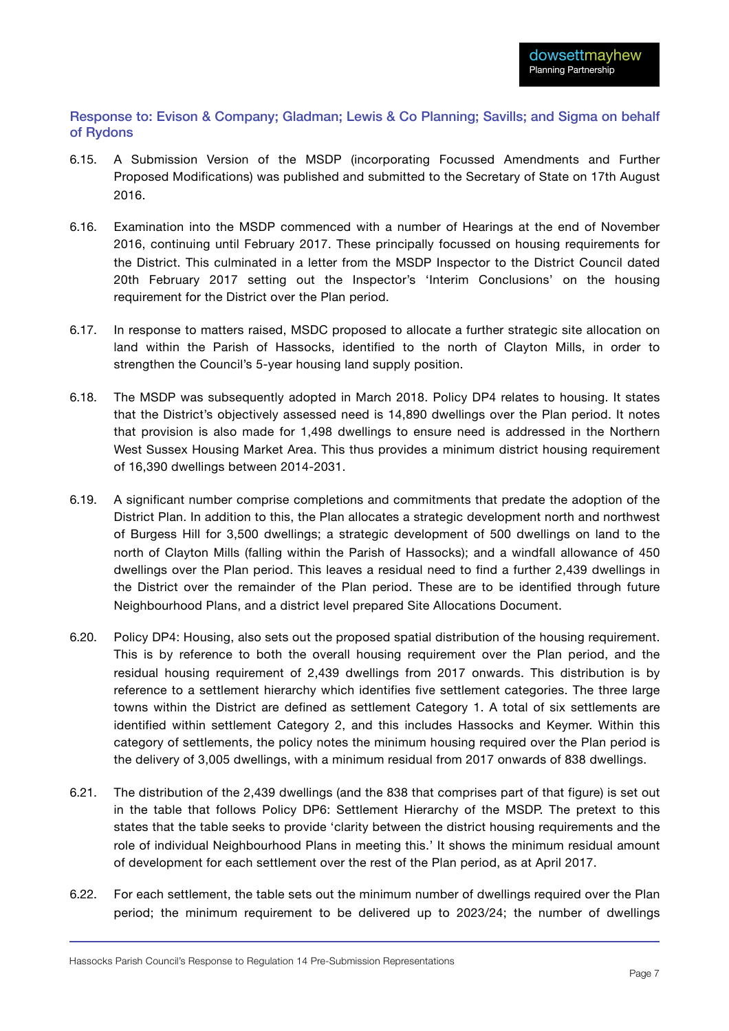### Response to: Evison & Company; Gladman; Lewis & Co Planning; Savills; and Sigma on behalf of Rydons

6.15. A Submission Version of the MSDP (incorporating Focussed Amendments and Further Proposed Modifications) was published and submitted to the Secretary of State on 17th August 2016.

6.16. Examination into the MSDP commenced with a number of Hearings at the end of November 2016, continuing until February 2017. These principally focussed on housing requirements for the District. This culminated in a letter from the MSDP Inspector to the District Council dated 20th February 2017 setting out the Inspector's 'Interim Conclusions' on the housing requirement for the District over the Plan period.

6.17. In response to matters raised, MSDC proposed to allocate a further strategic site allocation on land within the Parish of Hassocks, identified to the north of Clayton Mills, in order to strengthen the Council's 5-year housing land supply position.

6.18. The MSDP was subsequently adopted in March 2018. Policy DP4 relates to housing. It states that the District's objectively assessed need is 14,890 dwellings over the Plan period. It notes that provision is also made for 1,498 dwellings to ensure need is addressed in the Northern West Sussex Housing Market Area. This thus provides a minimum district housing requirement of 16,390 dwellings between 2014-2031.

6.19. A significant number comprise completions and commitments that predate the adoption of the District Plan. In addition to this, the Plan allocates a strategic development north and northwest of Burgess Hill for 3,500 dwellings; a strategic development of 500 dwellings on land to the north of Clayton Mills (falling within the Parish of Hassocks); and a windfall allowance of 450 dwellings over the Plan period. This leaves a residual need to find a further 2,439 dwellings in the District over the remainder of the Plan period. These are to be identified through future Neighbourhood Plans, and a district level prepared Site Allocations Document.

6.20. Policy DP4: Housing, also sets out the proposed spatial distribution of the housing requirement. This is by reference to both the overall housing requirement over the Plan period, and the residual housing requirement of 2,439 dwellings from 2017 onwards. This distribution is by reference to a settlement hierarchy which identifies five settlement categories. The three large towns within the District are defined as settlement Category 1. A total of six settlements are identified within settlement Category 2, and this includes Hassocks and Keymer. Within this category of settlements, the policy notes the minimum housing required over the Plan period is the delivery of 3,005 dwellings, with a minimum residual from 2017 onwards of 838 dwellings.

6.21. The distribution of the 2,439 dwellings (and the 838 that comprises part of that figure) is set out in the table that follows Policy DP6: Settlement Hierarchy of the MSDP. The pretext to this states that the table seeks to provide 'clarity between the district housing requirements and the role of individual Neighbourhood Plans in meeting this.' It shows the minimum residual amount of development for each settlement over the rest of the Plan period, as at April 2017.

6.22. For each settlement, the table sets out the minimum number of dwellings required over the Plan period; the minimum requirement to be delivered up to 2023/24; the number of dwellings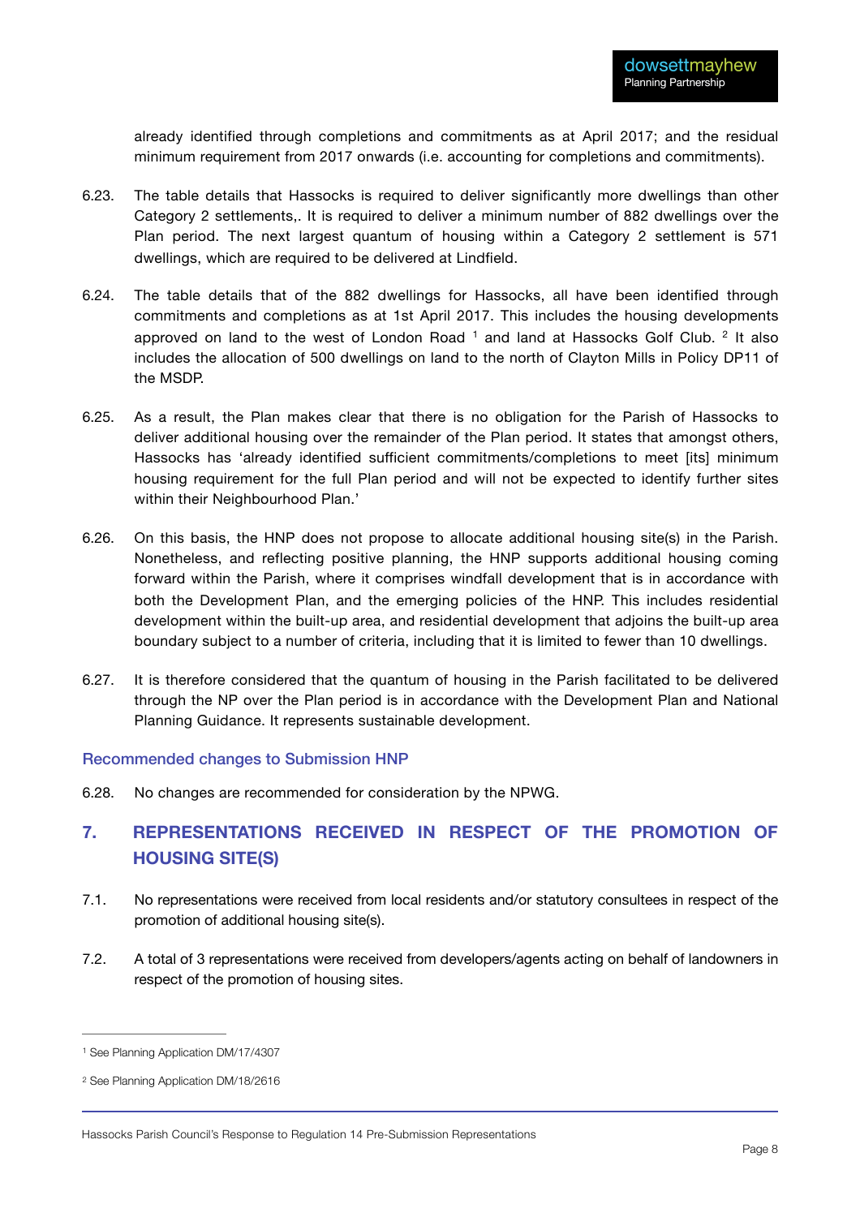already identified through completions and commitments as at April 2017; and the residual minimum requirement from 2017 onwards (i.e. accounting for completions and commitments).

6.23. The table details that Hassocks is required to deliver significantly more dwellings than other Category 2 settlements,. It is required to deliver a minimum number of 882 dwellings over the Plan period. The next largest quantum of housing within a Category 2 settlement is 571 dwellings, which are required to be delivered at Lindfield.

6.24. The table details that of the 882 dwellings for Hassocks, all have been identified through commitments and completions as at 1st April 2017. This includes the housing developments approved on land to the west of London Road [1] and land at Hassocks Golf Club. [2] It also includes the allocation of 500 dwellings on land to the north of Clayton Mills in Policy DP11 of the MSDP.

6.25. As a result, the Plan makes clear that there is no obligation for the Parish of Hassocks to deliver additional housing over the remainder of the Plan period. It states that amongst others, Hassocks has 'already identified sufficient commitments/completions to meet [its] minimum housing requirement for the full Plan period and will not be expected to identify further sites within their Neighbourhood Plan.'

6.26. On this basis, the HNP does not propose to allocate additional housing site(s) in the Parish. Nonetheless, and reflecting positive planning, the HNP supports additional housing coming forward within the Parish, where it comprises windfall development that is in accordance with both the Development Plan, and the emerging policies of the HNP. This includes residential development within the built-up area, and residential development that adjoins the built-up area boundary subject to a number of criteria, including that it is limited to fewer than 10 dwellings.

6.27. It is therefore considered that the quantum of housing in the Parish facilitated to be delivered through the NP over the Plan period is in accordance with the Development Plan and National Planning Guidance. It represents sustainable development.

### Recommended changes to Submission HNP

6.28. No changes are recommended for consideration by the NPWG.

## 7. REPRESENTATIONS RECEIVED IN RESPECT OF THE PROMOTION OF HOUSING SITE(S)

7.1. No representations were received from local residents and/or statutory consultees in respect of the promotion of additional housing site(s).

7.2. A total of 3 representations were received from developers/agents acting on behalf of landowners in respect of the promotion of housing sites.

---

[1] See Planning Application DM/17/4307

[2] See Planning Application DM/18/2616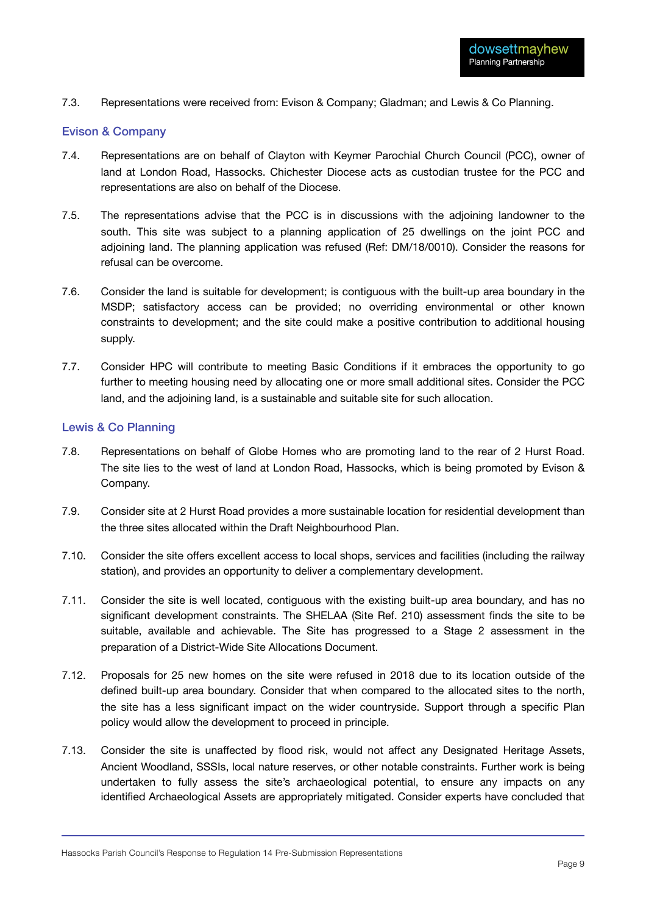7.3. Representations were received from: Evison & Company; Gladman; and Lewis & Co Planning.

### Evison & Company

7.4. Representations are on behalf of Clayton with Keymer Parochial Church Council (PCC), owner of land at London Road, Hassocks. Chichester Diocese acts as custodian trustee for the PCC and representations are also on behalf of the Diocese.

7.5. The representations advise that the PCC is in discussions with the adjoining landowner to the south. This site was subject to a planning application of 25 dwellings on the joint PCC and adjoining land. The planning application was refused (Ref: DM/18/0010). Consider the reasons for refusal can be overcome.

7.6. Consider the land is suitable for development; is contiguous with the built-up area boundary in the MSDP; satisfactory access can be provided; no overriding environmental or other known constraints to development; and the site could make a positive contribution to additional housing supply.

7.7. Consider HPC will contribute to meeting Basic Conditions if it embraces the opportunity to go further to meeting housing need by allocating one or more small additional sites. Consider the PCC land, and the adjoining land, is a sustainable and suitable site for such allocation.

### Lewis & Co Planning

7.8. Representations on behalf of Globe Homes who are promoting land to the rear of 2 Hurst Road. The site lies to the west of land at London Road, Hassocks, which is being promoted by Evison & Company.

7.9. Consider site at 2 Hurst Road provides a more sustainable location for residential development than the three sites allocated within the Draft Neighbourhood Plan.

7.10. Consider the site offers excellent access to local shops, services and facilities (including the railway station), and provides an opportunity to deliver a complementary development.

7.11. Consider the site is well located, contiguous with the existing built-up area boundary, and has no significant development constraints. The SHELAA (Site Ref. 210) assessment finds the site to be suitable, available and achievable. The Site has progressed to a Stage 2 assessment in the preparation of a District-Wide Site Allocations Document.

7.12. Proposals for 25 new homes on the site were refused in 2018 due to its location outside of the defined built-up area boundary. Consider that when compared to the allocated sites to the north, the site has a less significant impact on the wider countryside. Support through a specific Plan policy would allow the development to proceed in principle.

7.13. Consider the site is unaffected by flood risk, would not affect any Designated Heritage Assets, Ancient Woodland, SSSIs, local nature reserves, or other notable constraints. Further work is being undertaken to fully assess the site's archaeological potential, to ensure any impacts on any identified Archaeological Assets are appropriately mitigated. Consider experts have concluded that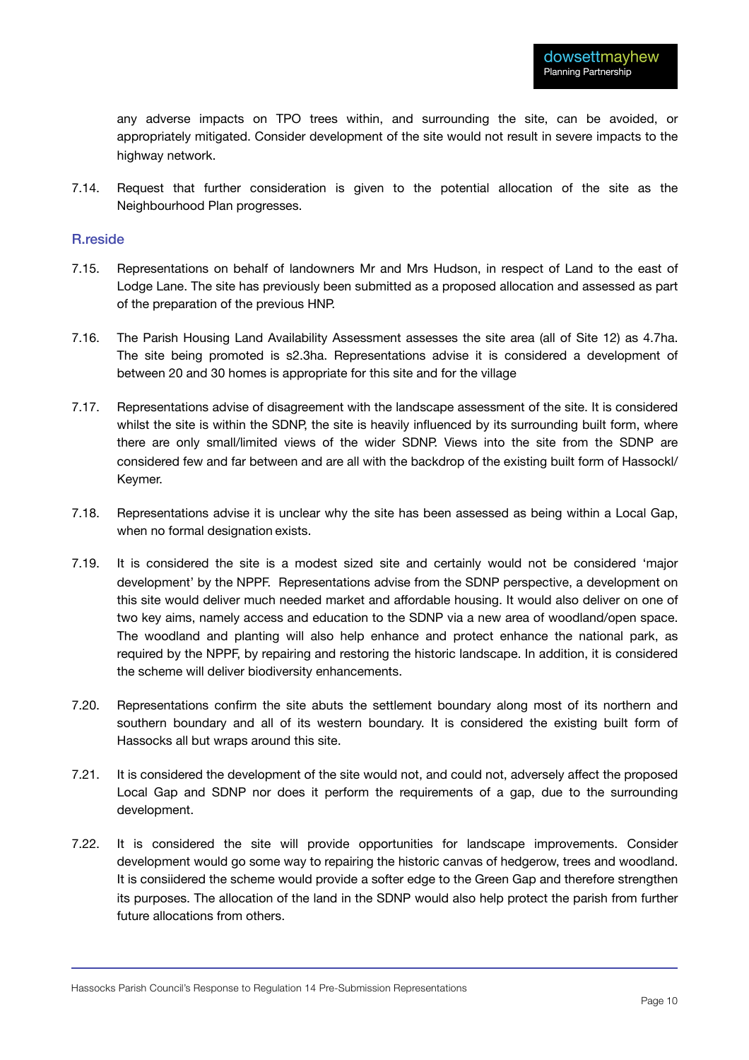any adverse impacts on TPO trees within, and surrounding the site, can be avoided, or appropriately mitigated. Consider development of the site would not result in severe impacts to the highway network.

7.14. Request that further consideration is given to the potential allocation of the site as the Neighbourhood Plan progresses.

### R.reside

7.15. Representations on behalf of landowners Mr and Mrs Hudson, in respect of Land to the east of Lodge Lane. The site has previously been submitted as a proposed allocation and assessed as part of the preparation of the previous HNP.

7.16. The Parish Housing Land Availability Assessment assesses the site area (all of Site 12) as 4.7ha. The site being promoted is s2.3ha. Representations advise it is considered a development of between 20 and 30 homes is appropriate for this site and for the village

7.17. Representations advise of disagreement with the landscape assessment of the site. It is considered whilst the site is within the SDNP, the site is heavily influenced by its surrounding built form, where there are only small/limited views of the wider SDNP. Views into the site from the SDNP are considered few and far between and are all with the backdrop of the existing built form of Hassockl/ Keymer.

7.18. Representations advise it is unclear why the site has been assessed as being within a Local Gap, when no formal designation exists.

7.19. It is considered the site is a modest sized site and certainly would not be considered 'major development' by the NPPF. Representations advise from the SDNP perspective, a development on this site would deliver much needed market and affordable housing. It would also deliver on one of two key aims, namely access and education to the SDNP via a new area of woodland/open space. The woodland and planting will also help enhance and protect enhance the national park, as required by the NPPF, by repairing and restoring the historic landscape. In addition, it is considered the scheme will deliver biodiversity enhancements.

7.20. Representations confirm the site abuts the settlement boundary along most of its northern and southern boundary and all of its western boundary. It is considered the existing built form of Hassocks all but wraps around this site.

7.21. It is considered the development of the site would not, and could not, adversely affect the proposed Local Gap and SDNP nor does it perform the requirements of a gap, due to the surrounding development.

7.22. It is considered the site will provide opportunities for landscape improvements. Consider development would go some way to repairing the historic canvas of hedgerow, trees and woodland. It is consiidered the scheme would provide a softer edge to the Green Gap and therefore strengthen its purposes. The allocation of the land in the SDNP would also help protect the parish from further future allocations from others.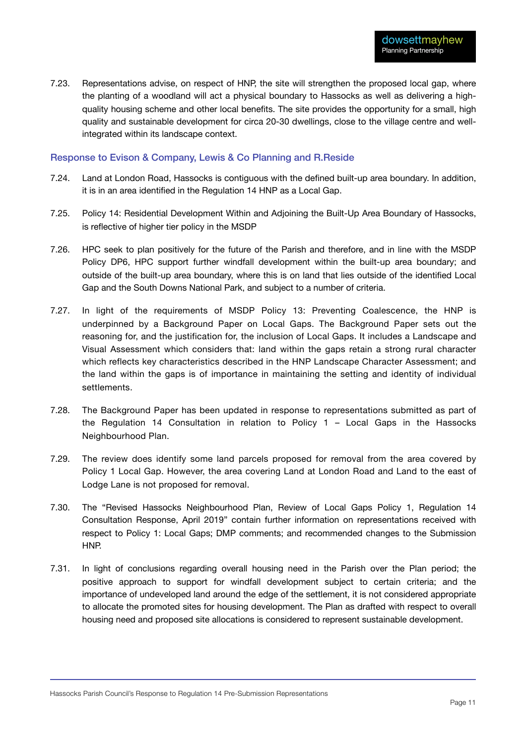7.23. Representations advise, on respect of HNP, the site will strengthen the proposed local gap, where the planting of a woodland will act a physical boundary to Hassocks as well as delivering a high-quality housing scheme and other local benefits. The site provides the opportunity for a small, high quality and sustainable development for circa 20-30 dwellings, close to the village centre and well-integrated within its landscape context.

### Response to Evison & Company, Lewis & Co Planning and R.Reside

7.24. Land at London Road, Hassocks is contiguous with the defined built-up area boundary. In addition, it is in an area identified in the Regulation 14 HNP as a Local Gap.

7.25. Policy 14: Residential Development Within and Adjoining the Built-Up Area Boundary of Hassocks, is reflective of higher tier policy in the MSDP

7.26. HPC seek to plan positively for the future of the Parish and therefore, and in line with the MSDP Policy DP6, HPC support further windfall development within the built-up area boundary; and outside of the built-up area boundary, where this is on land that lies outside of the identified Local Gap and the South Downs National Park, and subject to a number of criteria.

7.27. In light of the requirements of MSDP Policy 13: Preventing Coalescence, the HNP is underpinned by a Background Paper on Local Gaps. The Background Paper sets out the reasoning for, and the justification for, the inclusion of Local Gaps. It includes a Landscape and Visual Assessment which considers that: land within the gaps retain a strong rural character which reflects key characteristics described in the HNP Landscape Character Assessment; and the land within the gaps is of importance in maintaining the setting and identity of individual settlements.

7.28. The Background Paper has been updated in response to representations submitted as part of the Regulation 14 Consultation in relation to Policy 1 – Local Gaps in the Hassocks Neighbourhood Plan.

7.29. The review does identify some land parcels proposed for removal from the area covered by Policy 1 Local Gap. However, the area covering Land at London Road and Land to the east of Lodge Lane is not proposed for removal.

7.30. The "Revised Hassocks Neighbourhood Plan, Review of Local Gaps Policy 1, Regulation 14 Consultation Response, April 2019" contain further information on representations received with respect to Policy 1: Local Gaps; DMP comments; and recommended changes to the Submission HNP.

7.31. In light of conclusions regarding overall housing need in the Parish over the Plan period; the positive approach to support for windfall development subject to certain criteria; and the importance of undeveloped land around the edge of the settlement, it is not considered appropriate to allocate the promoted sites for housing development. The Plan as drafted with respect to overall housing need and proposed site allocations is considered to represent sustainable development.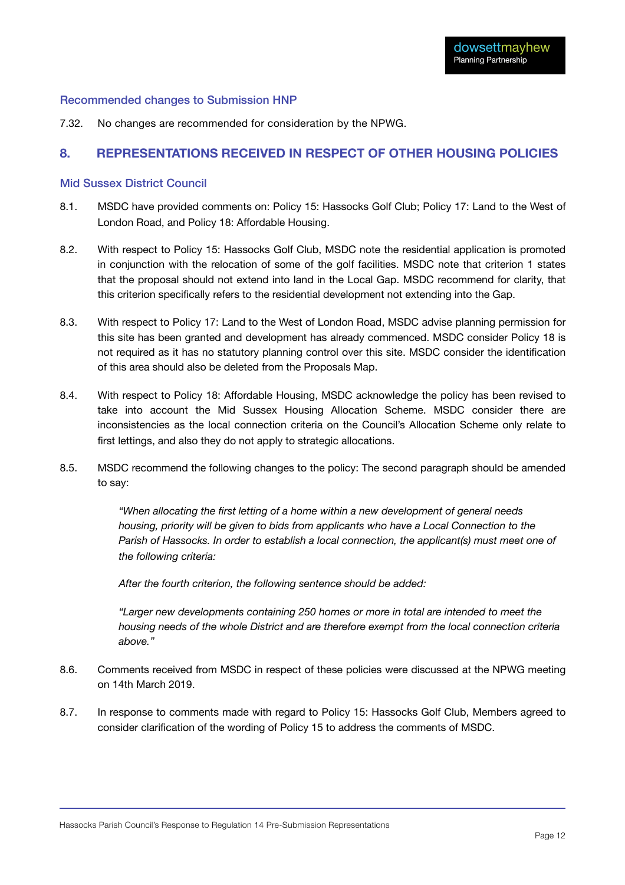### Recommended changes to Submission HNP

7.32. No changes are recommended for consideration by the NPWG.

## 8. REPRESENTATIONS RECEIVED IN RESPECT OF OTHER HOUSING POLICIES

### Mid Sussex District Council

8.1. MSDC have provided comments on: Policy 15: Hassocks Golf Club; Policy 17: Land to the West of London Road, and Policy 18: Affordable Housing.

8.2. With respect to Policy 15: Hassocks Golf Club, MSDC note the residential application is promoted in conjunction with the relocation of some of the golf facilities. MSDC note that criterion 1 states that the proposal should not extend into land in the Local Gap. MSDC recommend for clarity, that this criterion specifically refers to the residential development not extending into the Gap.

8.3. With respect to Policy 17: Land to the West of London Road, MSDC advise planning permission for this site has been granted and development has already commenced. MSDC consider Policy 18 is not required as it has no statutory planning control over this site. MSDC consider the identification of this area should also be deleted from the Proposals Map.

8.4. With respect to Policy 18: Affordable Housing, MSDC acknowledge the policy has been revised to take into account the Mid Sussex Housing Allocation Scheme. MSDC consider there are inconsistencies as the local connection criteria on the Council's Allocation Scheme only relate to first lettings, and also they do not apply to strategic allocations.

8.5. MSDC recommend the following changes to the policy: The second paragraph should be amended to say:

> *"When allocating the first letting of a home within a new development of general needs housing, priority will be given to bids from applicants who have a Local Connection to the Parish of Hassocks. In order to establish a local connection, the applicant(s) must meet one of the following criteria:*
>
> *After the fourth criterion, the following sentence should be added:*
>
> *"Larger new developments containing 250 homes or more in total are intended to meet the housing needs of the whole District and are therefore exempt from the local connection criteria above."*

8.6. Comments received from MSDC in respect of these policies were discussed at the NPWG meeting on 14th March 2019.

8.7. In response to comments made with regard to Policy 15: Hassocks Golf Club, Members agreed to consider clarification of the wording of Policy 15 to address the comments of MSDC.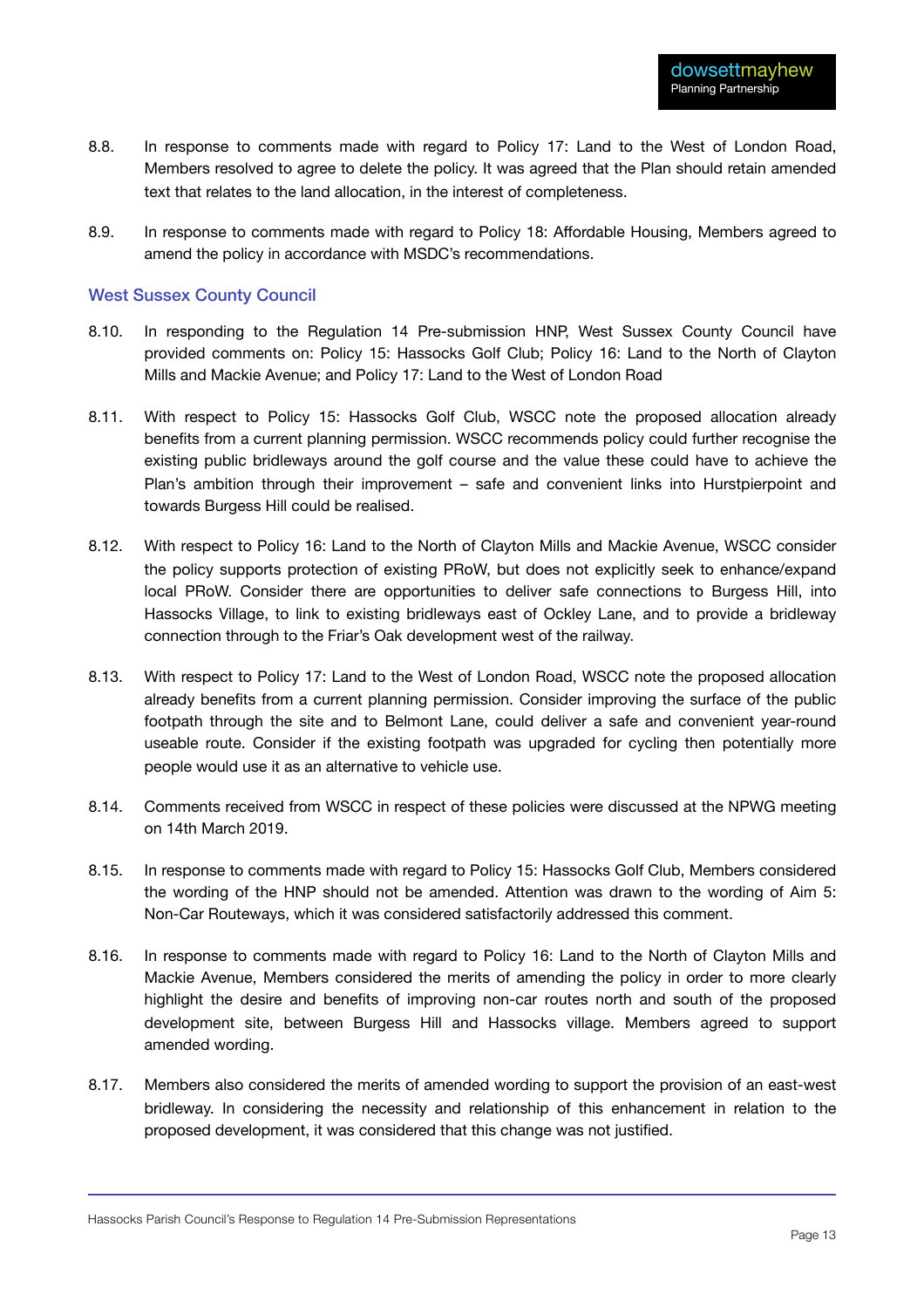8.8. In response to comments made with regard to Policy 17: Land to the West of London Road, Members resolved to agree to delete the policy. It was agreed that the Plan should retain amended text that relates to the land allocation, in the interest of completeness.

8.9. In response to comments made with regard to Policy 18: Affordable Housing, Members agreed to amend the policy in accordance with MSDC's recommendations.

### West Sussex County Council

8.10. In responding to the Regulation 14 Pre-submission HNP, West Sussex County Council have provided comments on: Policy 15: Hassocks Golf Club; Policy 16: Land to the North of Clayton Mills and Mackie Avenue; and Policy 17: Land to the West of London Road

8.11. With respect to Policy 15: Hassocks Golf Club, WSCC note the proposed allocation already benefits from a current planning permission. WSCC recommends policy could further recognise the existing public bridleways around the golf course and the value these could have to achieve the Plan's ambition through their improvement – safe and convenient links into Hurstpierpoint and towards Burgess Hill could be realised.

8.12. With respect to Policy 16: Land to the North of Clayton Mills and Mackie Avenue, WSCC consider the policy supports protection of existing PRoW, but does not explicitly seek to enhance/expand local PRoW. Consider there are opportunities to deliver safe connections to Burgess Hill, into Hassocks Village, to link to existing bridleways east of Ockley Lane, and to provide a bridleway connection through to the Friar's Oak development west of the railway.

8.13. With respect to Policy 17: Land to the West of London Road, WSCC note the proposed allocation already benefits from a current planning permission. Consider improving the surface of the public footpath through the site and to Belmont Lane, could deliver a safe and convenient year-round useable route. Consider if the existing footpath was upgraded for cycling then potentially more people would use it as an alternative to vehicle use.

8.14. Comments received from WSCC in respect of these policies were discussed at the NPWG meeting on 14th March 2019.

8.15. In response to comments made with regard to Policy 15: Hassocks Golf Club, Members considered the wording of the HNP should not be amended. Attention was drawn to the wording of Aim 5: Non-Car Routeways, which it was considered satisfactorily addressed this comment.

8.16. In response to comments made with regard to Policy 16: Land to the North of Clayton Mills and Mackie Avenue, Members considered the merits of amending the policy in order to more clearly highlight the desire and benefits of improving non-car routes north and south of the proposed development site, between Burgess Hill and Hassocks village. Members agreed to support amended wording.

8.17. Members also considered the merits of amended wording to support the provision of an east-west bridleway. In considering the necessity and relationship of this enhancement in relation to the proposed development, it was considered that this change was not justified.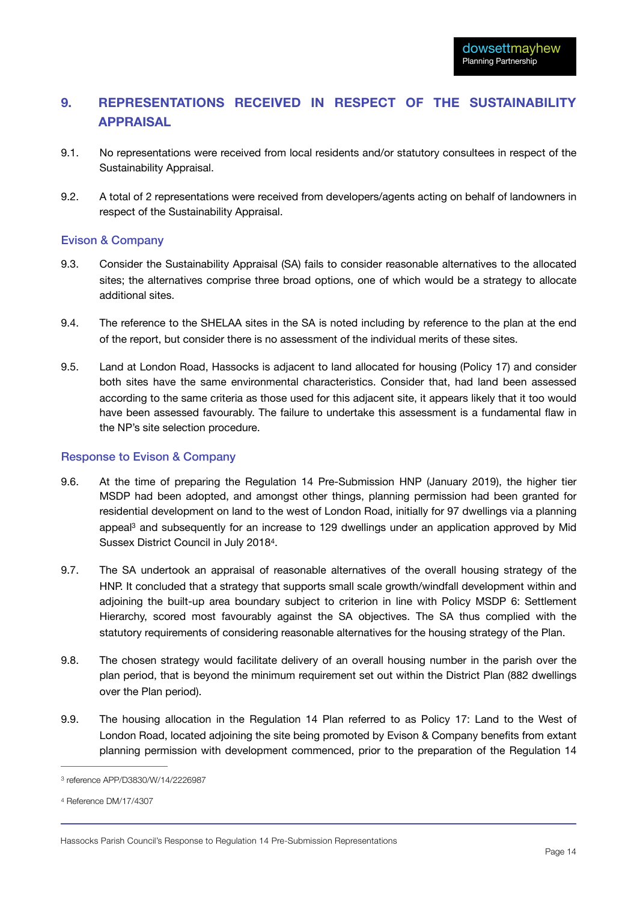## 9. REPRESENTATIONS RECEIVED IN RESPECT OF THE SUSTAINABILITY APPRAISAL

9.1. No representations were received from local residents and/or statutory consultees in respect of the Sustainability Appraisal.

9.2. A total of 2 representations were received from developers/agents acting on behalf of landowners in respect of the Sustainability Appraisal.

### Evison & Company

9.3. Consider the Sustainability Appraisal (SA) fails to consider reasonable alternatives to the allocated sites; the alternatives comprise three broad options, one of which would be a strategy to allocate additional sites.

9.4. The reference to the SHELAA sites in the SA is noted including by reference to the plan at the end of the report, but consider there is no assessment of the individual merits of these sites.

9.5. Land at London Road, Hassocks is adjacent to land allocated for housing (Policy 17) and consider both sites have the same environmental characteristics. Consider that, had land been assessed according to the same criteria as those used for this adjacent site, it appears likely that it too would have been assessed favourably. The failure to undertake this assessment is a fundamental flaw in the NP's site selection procedure.

### Response to Evison & Company

9.6. At the time of preparing the Regulation 14 Pre-Submission HNP (January 2019), the higher tier MSDP had been adopted, and amongst other things, planning permission had been granted for residential development on land to the west of London Road, initially for 97 dwellings via a planning appeal[3] and subsequently for an increase to 129 dwellings under an application approved by Mid Sussex District Council in July 2018[4].

9.7. The SA undertook an appraisal of reasonable alternatives of the overall housing strategy of the HNP. It concluded that a strategy that supports small scale growth/windfall development within and adjoining the built-up area boundary subject to criterion in line with Policy MSDP 6: Settlement Hierarchy, scored most favourably against the SA objectives. The SA thus complied with the statutory requirements of considering reasonable alternatives for the housing strategy of the Plan.

9.8. The chosen strategy would facilitate delivery of an overall housing number in the parish over the plan period, that is beyond the minimum requirement set out within the District Plan (882 dwellings over the Plan period).

9.9. The housing allocation in the Regulation 14 Plan referred to as Policy 17: Land to the West of London Road, located adjoining the site being promoted by Evison & Company benefits from extant planning permission with development commenced, prior to the preparation of the Regulation 14

---

[3] reference APP/D3830/W/14/2226987

[4] Reference DM/17/4307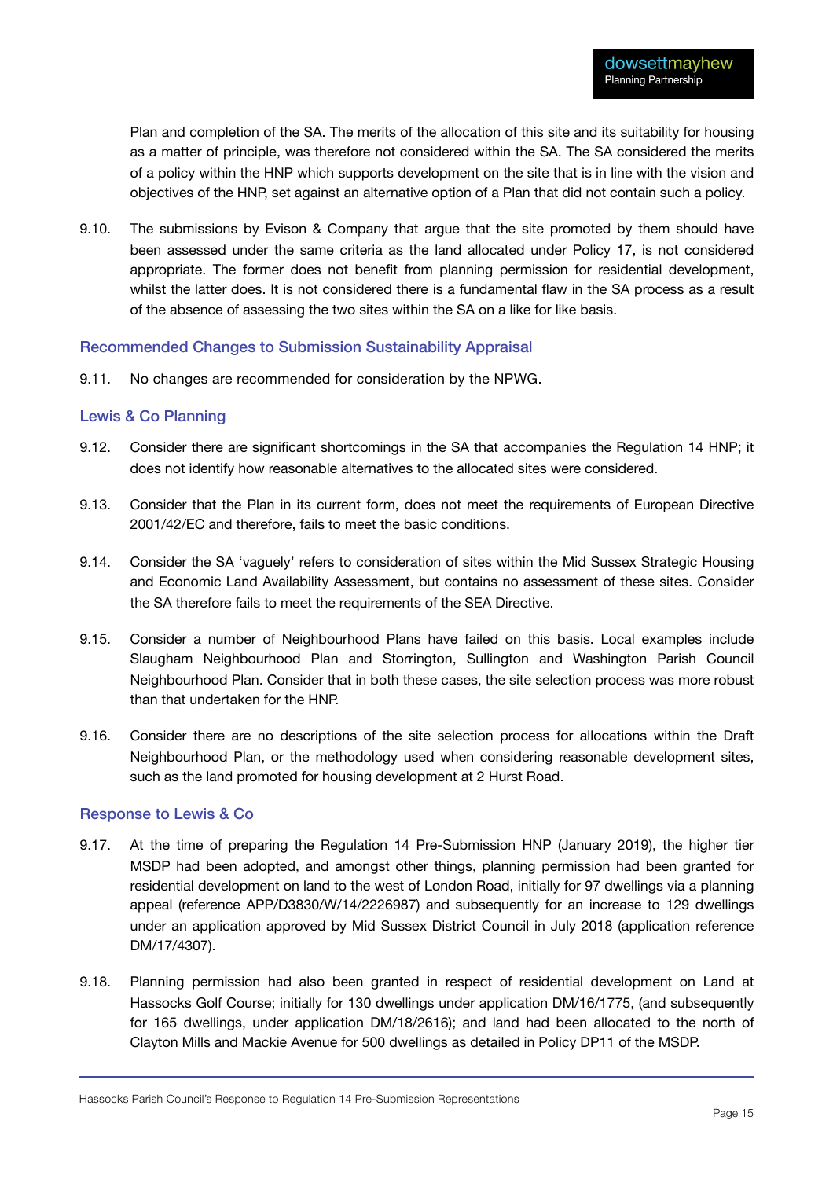Plan and completion of the SA. The merits of the allocation of this site and its suitability for housing as a matter of principle, was therefore not considered within the SA. The SA considered the merits of a policy within the HNP which supports development on the site that is in line with the vision and objectives of the HNP, set against an alternative option of a Plan that did not contain such a policy.

9.10. The submissions by Evison & Company that argue that the site promoted by them should have been assessed under the same criteria as the land allocated under Policy 17, is not considered appropriate. The former does not benefit from planning permission for residential development, whilst the latter does. It is not considered there is a fundamental flaw in the SA process as a result of the absence of assessing the two sites within the SA on a like for like basis.

### Recommended Changes to Submission Sustainability Appraisal

9.11. No changes are recommended for consideration by the NPWG.

### Lewis & Co Planning

9.12. Consider there are significant shortcomings in the SA that accompanies the Regulation 14 HNP; it does not identify how reasonable alternatives to the allocated sites were considered.

9.13. Consider that the Plan in its current form, does not meet the requirements of European Directive 2001/42/EC and therefore, fails to meet the basic conditions.

9.14. Consider the SA 'vaguely' refers to consideration of sites within the Mid Sussex Strategic Housing and Economic Land Availability Assessment, but contains no assessment of these sites. Consider the SA therefore fails to meet the requirements of the SEA Directive.

9.15. Consider a number of Neighbourhood Plans have failed on this basis. Local examples include Slaugham Neighbourhood Plan and Storrington, Sullington and Washington Parish Council Neighbourhood Plan. Consider that in both these cases, the site selection process was more robust than that undertaken for the HNP.

9.16. Consider there are no descriptions of the site selection process for allocations within the Draft Neighbourhood Plan, or the methodology used when considering reasonable development sites, such as the land promoted for housing development at 2 Hurst Road.

### Response to Lewis & Co

9.17. At the time of preparing the Regulation 14 Pre-Submission HNP (January 2019), the higher tier MSDP had been adopted, and amongst other things, planning permission had been granted for residential development on land to the west of London Road, initially for 97 dwellings via a planning appeal (reference APP/D3830/W/14/2226987) and subsequently for an increase to 129 dwellings under an application approved by Mid Sussex District Council in July 2018 (application reference DM/17/4307).

9.18. Planning permission had also been granted in respect of residential development on Land at Hassocks Golf Course; initially for 130 dwellings under application DM/16/1775, (and subsequently for 165 dwellings, under application DM/18/2616); and land had been allocated to the north of Clayton Mills and Mackie Avenue for 500 dwellings as detailed in Policy DP11 of the MSDP.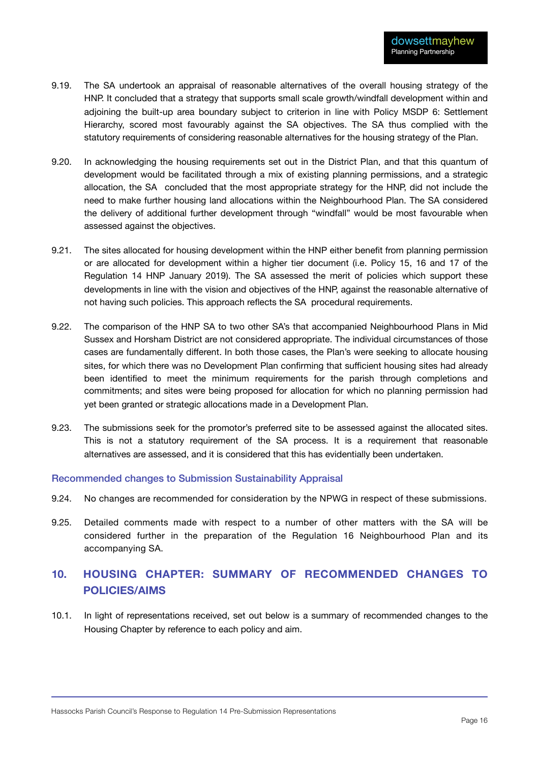9.19. The SA undertook an appraisal of reasonable alternatives of the overall housing strategy of the HNP. It concluded that a strategy that supports small scale growth/windfall development within and adjoining the built-up area boundary subject to criterion in line with Policy MSDP 6: Settlement Hierarchy, scored most favourably against the SA objectives. The SA thus complied with the statutory requirements of considering reasonable alternatives for the housing strategy of the Plan.

9.20. In acknowledging the housing requirements set out in the District Plan, and that this quantum of development would be facilitated through a mix of existing planning permissions, and a strategic allocation, the SA concluded that the most appropriate strategy for the HNP, did not include the need to make further housing land allocations within the Neighbourhood Plan. The SA considered the delivery of additional further development through "windfall" would be most favourable when assessed against the objectives.

9.21. The sites allocated for housing development within the HNP either benefit from planning permission or are allocated for development within a higher tier document (i.e. Policy 15, 16 and 17 of the Regulation 14 HNP January 2019). The SA assessed the merit of policies which support these developments in line with the vision and objectives of the HNP, against the reasonable alternative of not having such policies. This approach reflects the SA procedural requirements.

9.22. The comparison of the HNP SA to two other SA's that accompanied Neighbourhood Plans in Mid Sussex and Horsham District are not considered appropriate. The individual circumstances of those cases are fundamentally different. In both those cases, the Plan's were seeking to allocate housing sites, for which there was no Development Plan confirming that sufficient housing sites had already been identified to meet the minimum requirements for the parish through completions and commitments; and sites were being proposed for allocation for which no planning permission had yet been granted or strategic allocations made in a Development Plan.

9.23. The submissions seek for the promotor's preferred site to be assessed against the allocated sites. This is not a statutory requirement of the SA process. It is a requirement that reasonable alternatives are assessed, and it is considered that this has evidentially been undertaken.

### Recommended changes to Submission Sustainability Appraisal

9.24. No changes are recommended for consideration by the NPWG in respect of these submissions.

9.25. Detailed comments made with respect to a number of other matters with the SA will be considered further in the preparation of the Regulation 16 Neighbourhood Plan and its accompanying SA.

## 10. HOUSING CHAPTER: SUMMARY OF RECOMMENDED CHANGES TO POLICIES/AIMS

10.1. In light of representations received, set out below is a summary of recommended changes to the Housing Chapter by reference to each policy and aim.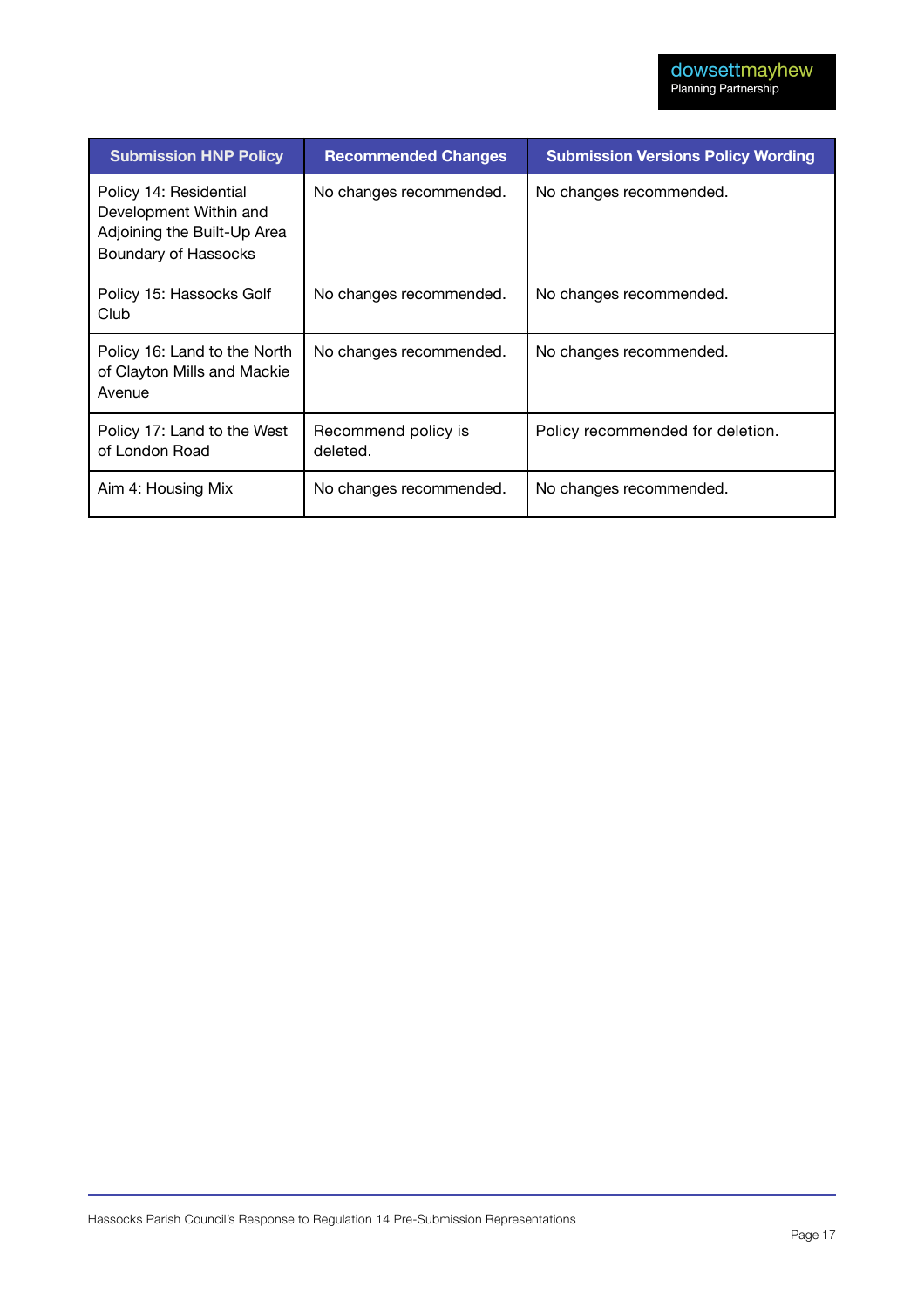| Submission HNP Policy | Recommended Changes | Submission Versions Policy Wording |
| --- | --- | --- |
| Policy 14: Residential Development Within and Adjoining the Built-Up Area Boundary of Hassocks | No changes recommended. | No changes recommended. |
| Policy 15: Hassocks Golf Club | No changes recommended. | No changes recommended. |
| Policy 16: Land to the North of Clayton Mills and Mackie Avenue | No changes recommended. | No changes recommended. |
| Policy 17: Land to the West of London Road | Recommend policy is deleted. | Policy recommended for deletion. |
| Aim 4: Housing Mix | No changes recommended. | No changes recommended. |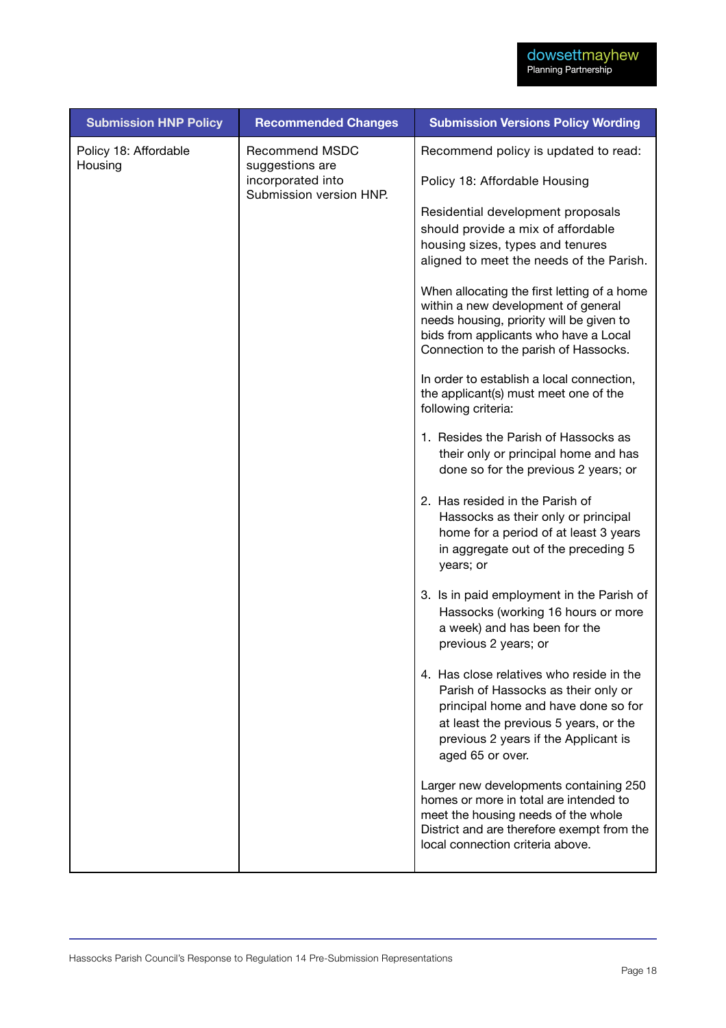| Submission HNP Policy | Recommended Changes | Submission Versions Policy Wording |
|---|---|---|
| Policy 18: Affordable Housing | Recommend MSDC suggestions are incorporated into Submission version HNP. | Recommend policy is updated to read:<br><br>Policy 18: Affordable Housing<br><br>Residential development proposals should provide a mix of affordable housing sizes, types and tenures aligned to meet the needs of the Parish.<br><br>When allocating the first letting of a home within a new development of general needs housing, priority will be given to bids from applicants who have a Local Connection to the parish of Hassocks.<br><br>In order to establish a local connection, the applicant(s) must meet one of the following criteria:<br><br>1. Resides the Parish of Hassocks as their only or principal home and has done so for the previous 2 years; or<br><br>2. Has resided in the Parish of Hassocks as their only or principal home for a period of at least 3 years in aggregate out of the preceding 5 years; or<br><br>3. Is in paid employment in the Parish of Hassocks (working 16 hours or more a week) and has been for the previous 2 years; or<br><br>4. Has close relatives who reside in the Parish of Hassocks as their only or principal home and have done so for at least the previous 5 years, or the previous 2 years if the Applicant is aged 65 or over.<br><br>Larger new developments containing 250 homes or more in total are intended to meet the housing needs of the whole District and are therefore exempt from the local connection criteria above. |